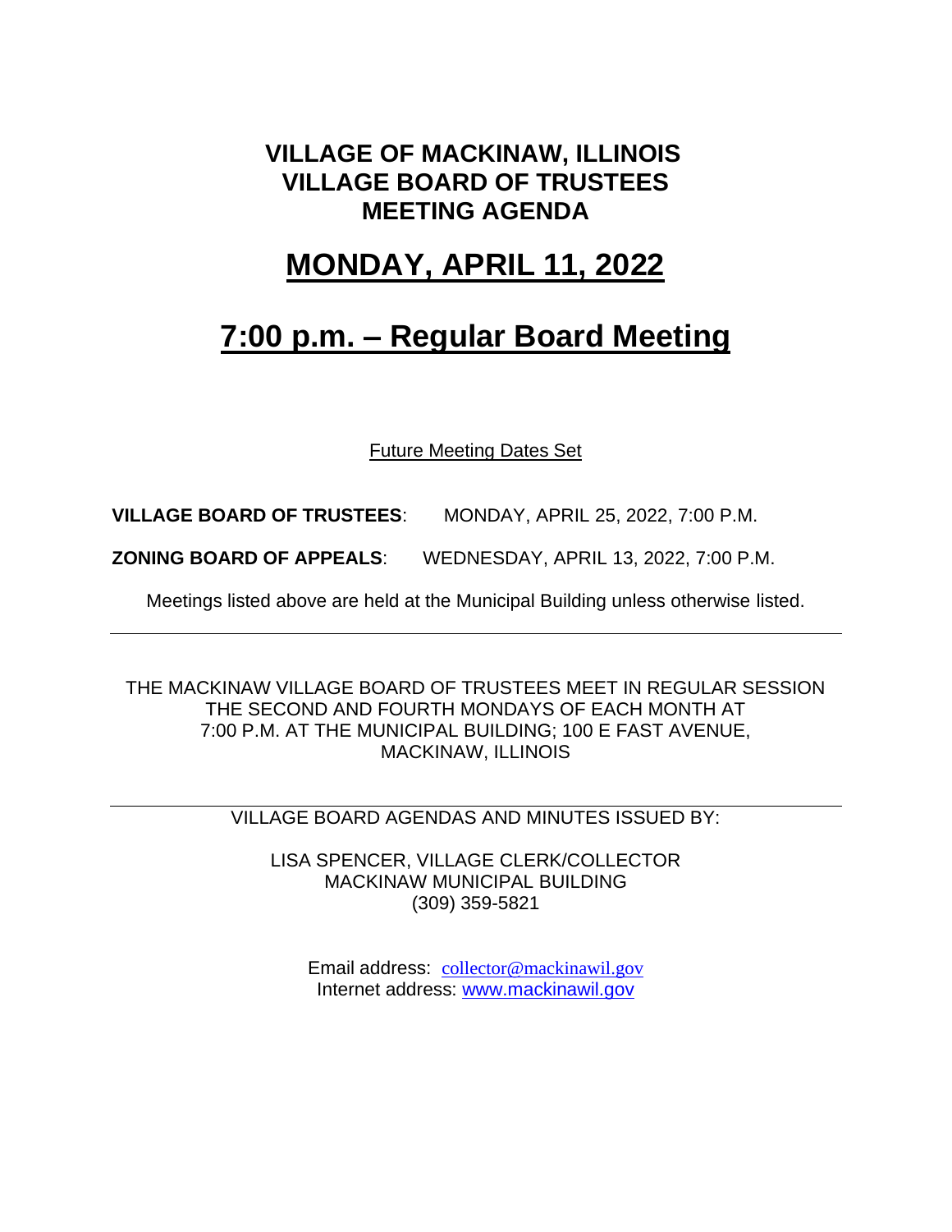# VILLAGE OF MACKINAW, ILLINOIS
# VILLAGE BOARD OF TRUSTEES
# MEETING AGENDA

## MONDAY, APRIL 11, 2022

## 7:00 p.m. – Regular Board Meeting

Future Meeting Dates Set

**VILLAGE BOARD OF TRUSTEES**: MONDAY, APRIL 25, 2022, 7:00 P.M.

**ZONING BOARD OF APPEALS**: WEDNESDAY, APRIL 13, 2022, 7:00 P.M.

Meetings listed above are held at the Municipal Building unless otherwise listed.

---

THE MACKINAW VILLAGE BOARD OF TRUSTEES MEET IN REGULAR SESSION THE SECOND AND FOURTH MONDAYS OF EACH MONTH AT 7:00 P.M. AT THE MUNICIPAL BUILDING; 100 E FAST AVENUE, MACKINAW, ILLINOIS

---

VILLAGE BOARD AGENDAS AND MINUTES ISSUED BY:

LISA SPENCER, VILLAGE CLERK/COLLECTOR
MACKINAW MUNICIPAL BUILDING
(309) 359-5821

Email address: collector@mackinawil.gov
Internet address: www.mackinawil.gov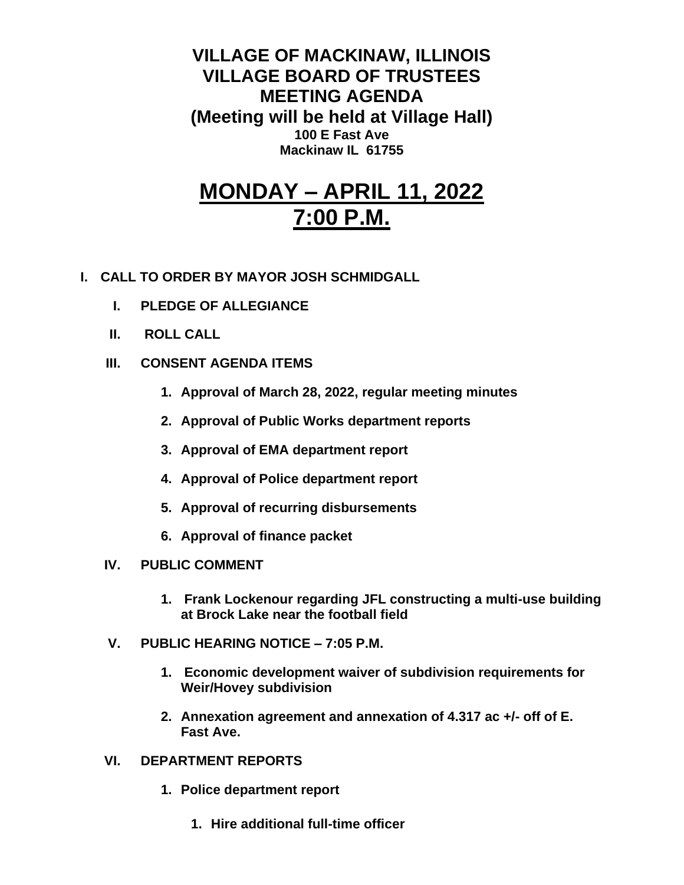**VILLAGE OF MACKINAW, ILLINOIS**
**VILLAGE BOARD OF TRUSTEES**
**MEETING AGENDA**
**(Meeting will be held at Village Hall)**
**100 E Fast Ave**
**Mackinaw IL 61755**

# MONDAY – APRIL 11, 2022
# 7:00 P.M.

**I. CALL TO ORDER BY MAYOR JOSH SCHMIDGALL**

**I. PLEDGE OF ALLEGIANCE**

**II. ROLL CALL**

**III. CONSENT AGENDA ITEMS**

1. **Approval of March 28, 2022, regular meeting minutes**
2. **Approval of Public Works department reports**
3. **Approval of EMA department report**
4. **Approval of Police department report**
5. **Approval of recurring disbursements**
6. **Approval of finance packet**

**IV. PUBLIC COMMENT**

1. **Frank Lockenour regarding JFL constructing a multi-use building at Brock Lake near the football field**

**V. PUBLIC HEARING NOTICE – 7:05 P.M.**

1. **Economic development waiver of subdivision requirements for Weir/Hovey subdivision**
2. **Annexation agreement and annexation of 4.317 ac +/- off of E. Fast Ave.**

**VI. DEPARTMENT REPORTS**

1. **Police department report**
    1. **Hire additional full-time officer**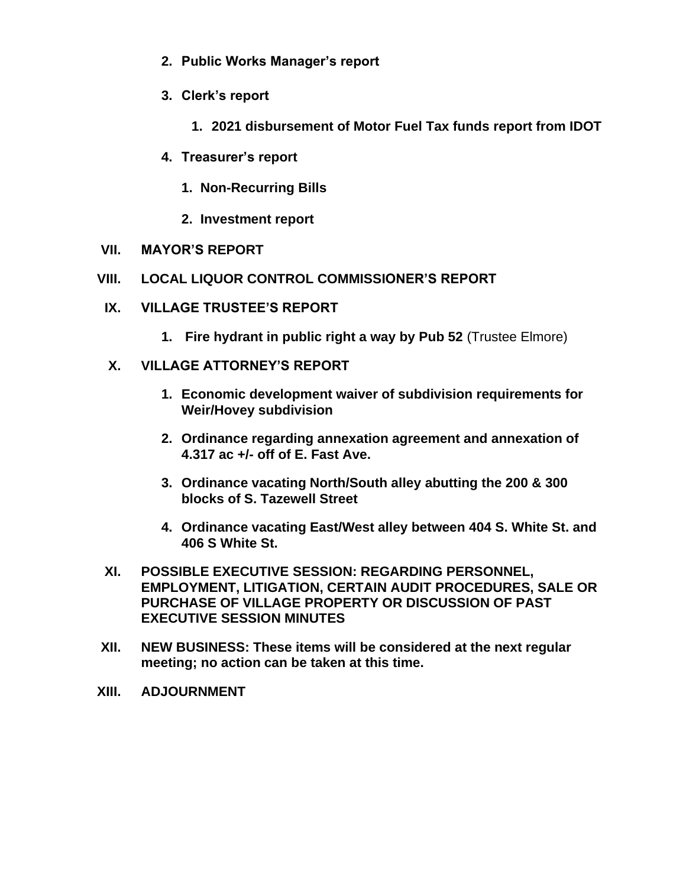2. **Public Works Manager's report**

3. **Clerk's report**

    1. **2021 disbursement of Motor Fuel Tax funds report from IDOT**

4. **Treasurer's report**

    1. **Non-Recurring Bills**

    2. **Investment report**

**VII. MAYOR'S REPORT**

**VIII. LOCAL LIQUOR CONTROL COMMISSIONER'S REPORT**

**IX. VILLAGE TRUSTEE'S REPORT**

1. **Fire hydrant in public right a way by Pub 52** (Trustee Elmore)

**X. VILLAGE ATTORNEY'S REPORT**

1. **Economic development waiver of subdivision requirements for Weir/Hovey subdivision**

2. **Ordinance regarding annexation agreement and annexation of 4.317 ac +/- off of E. Fast Ave.**

3. **Ordinance vacating North/South alley abutting the 200 & 300 blocks of S. Tazewell Street**

4. **Ordinance vacating East/West alley between 404 S. White St. and 406 S White St.**

**XI. POSSIBLE EXECUTIVE SESSION: REGARDING PERSONNEL, EMPLOYMENT, LITIGATION, CERTAIN AUDIT PROCEDURES, SALE OR PURCHASE OF VILLAGE PROPERTY OR DISCUSSION OF PAST EXECUTIVE SESSION MINUTES**

**XII. NEW BUSINESS: These items will be considered at the next regular meeting; no action can be taken at this time.**

**XIII. ADJOURNMENT**